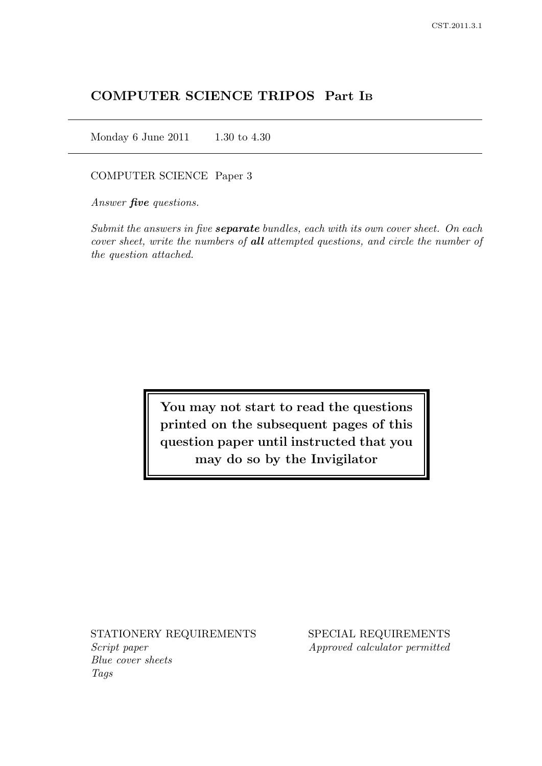# COMPUTER SCIENCE TRIPOS Part IB

Monday 6 June 2011 1.30 to 4.30

COMPUTER SCIENCE Paper 3

*Answer **five** questions.*

*Submit the answers in five **separate** bundles, each with its own cover sheet. On each cover sheet, write the numbers of **all** attempted questions, and circle the number of the question attached.*

**You may not start to read the questions printed on the subsequent pages of this question paper until instructed that you may do so by the Invigilator**

STATIONERY REQUIREMENTS
*Script paper*
*Blue cover sheets*
*Tags*

SPECIAL REQUIREMENTS
*Approved calculator permitted*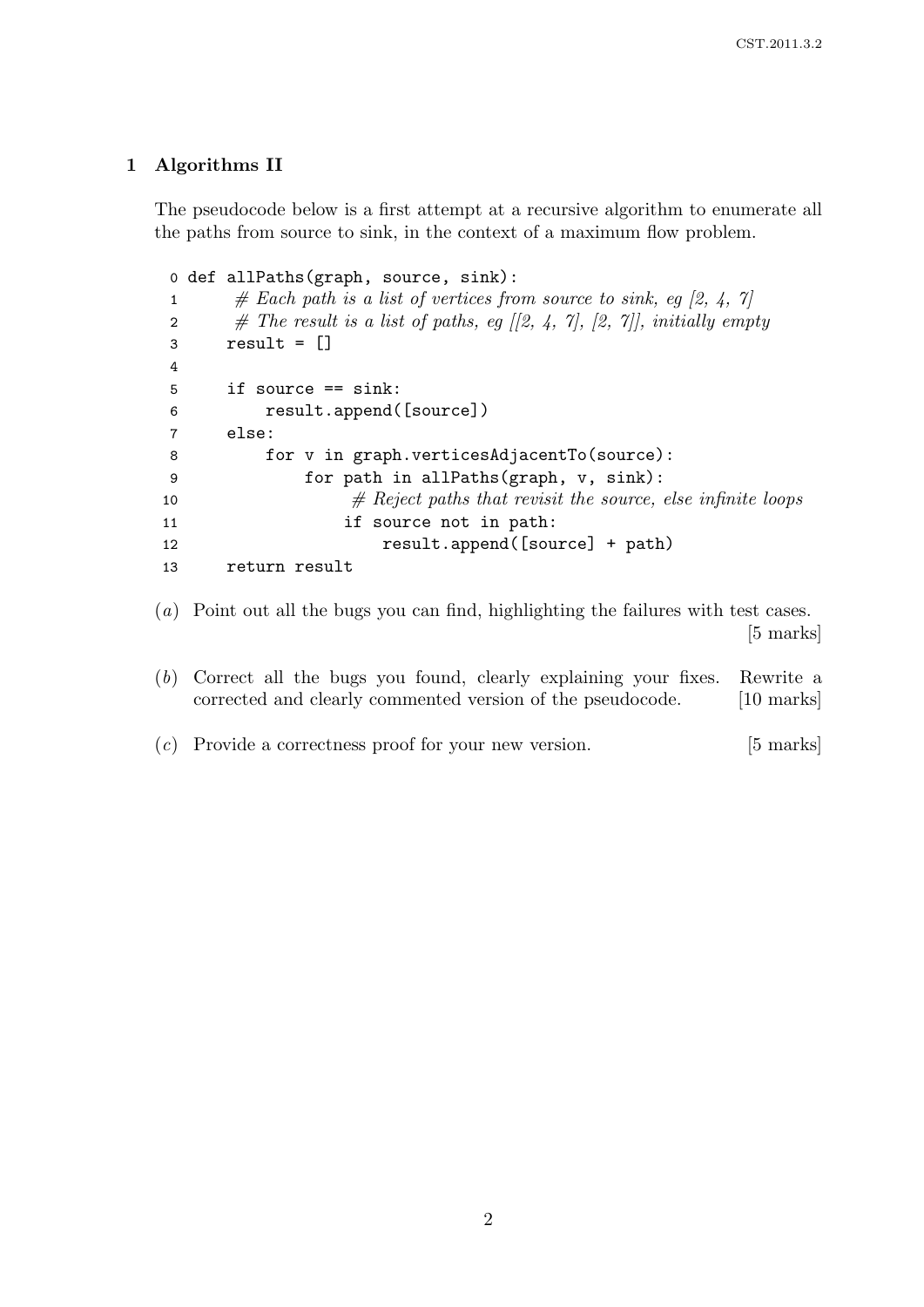## 1 Algorithms II

The pseudocode below is a first attempt at a recursive algorithm to enumerate all the paths from source to sink, in the context of a maximum flow problem.

```
0 def allPaths(graph, source, sink):
1     # Each path is a list of vertices from source to sink, eg [2, 4, 7]
2     # The result is a list of paths, eg [[2, 4, 7], [2, 7]], initially empty
3     result = []
4
5     if source == sink:
6         result.append([source])
7     else:
8         for v in graph.verticesAdjacentTo(source):
9             for path in allPaths(graph, v, sink):
10                # Reject paths that revisit the source, else infinite loops
11                if source not in path:
12                    result.append([source] + path)
13    return result
```

(*a*) Point out all the bugs you can find, highlighting the failures with test cases. [5 marks]

(*b*) Correct all the bugs you found, clearly explaining your fixes. Rewrite a corrected and clearly commented version of the pseudocode. [10 marks]

(*c*) Provide a correctness proof for your new version. [5 marks]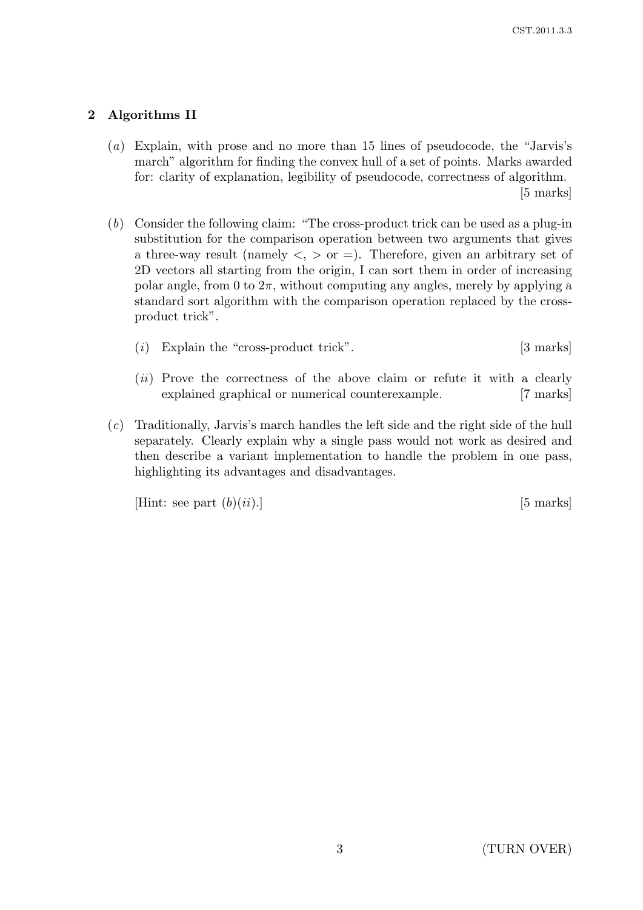## 2 Algorithms II

(*a*) Explain, with prose and no more than 15 lines of pseudocode, the "Jarvis's march" algorithm for finding the convex hull of a set of points. Marks awarded for: clarity of explanation, legibility of pseudocode, correctness of algorithm. [5 marks]

(*b*) Consider the following claim: "The cross-product trick can be used as a plug-in substitution for the comparison operation between two arguments that gives a three-way result (namely $<$, $>$ or $=$). Therefore, given an arbitrary set of 2D vectors all starting from the origin, I can sort them in order of increasing polar angle, from 0 to $2\pi$, without computing any angles, merely by applying a standard sort algorithm with the comparison operation replaced by the cross-product trick".

(*i*) Explain the "cross-product trick". [3 marks]

(*ii*) Prove the correctness of the above claim or refute it with a clearly explained graphical or numerical counterexample. [7 marks]

(*c*) Traditionally, Jarvis's march handles the left side and the right side of the hull separately. Clearly explain why a single pass would not work as desired and then describe a variant implementation to handle the problem in one pass, highlighting its advantages and disadvantages.

[Hint: see part (*b*)(*ii*).] [5 marks]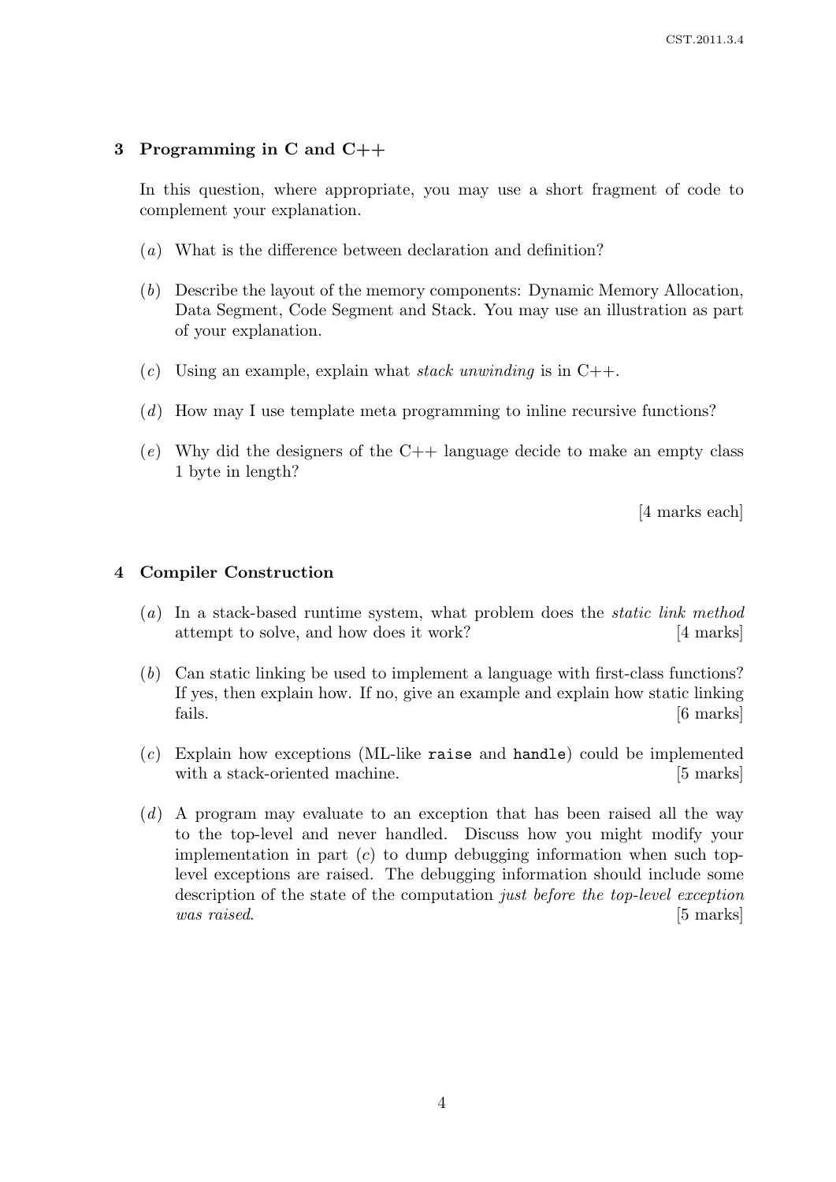## 3 Programming in C and C++

In this question, where appropriate, you may use a short fragment of code to complement your explanation.

(*a*) What is the difference between declaration and definition?

(*b*) Describe the layout of the memory components: Dynamic Memory Allocation, Data Segment, Code Segment and Stack. You may use an illustration as part of your explanation.

(*c*) Using an example, explain what *stack unwinding* is in C++.

(*d*) How may I use template meta programming to inline recursive functions?

(*e*) Why did the designers of the C++ language decide to make an empty class 1 byte in length?

[4 marks each]

## 4 Compiler Construction

(*a*) In a stack-based runtime system, what problem does the *static link method* attempt to solve, and how does it work? [4 marks]

(*b*) Can static linking be used to implement a language with first-class functions? If yes, then explain how. If no, give an example and explain how static linking fails. [6 marks]

(*c*) Explain how exceptions (ML-like `raise` and `handle`) could be implemented with a stack-oriented machine. [5 marks]

(*d*) A program may evaluate to an exception that has been raised all the way to the top-level and never handled. Discuss how you might modify your implementation in part (*c*) to dump debugging information when such top-level exceptions are raised. The debugging information should include some description of the state of the computation *just before the top-level exception was raised*. [5 marks]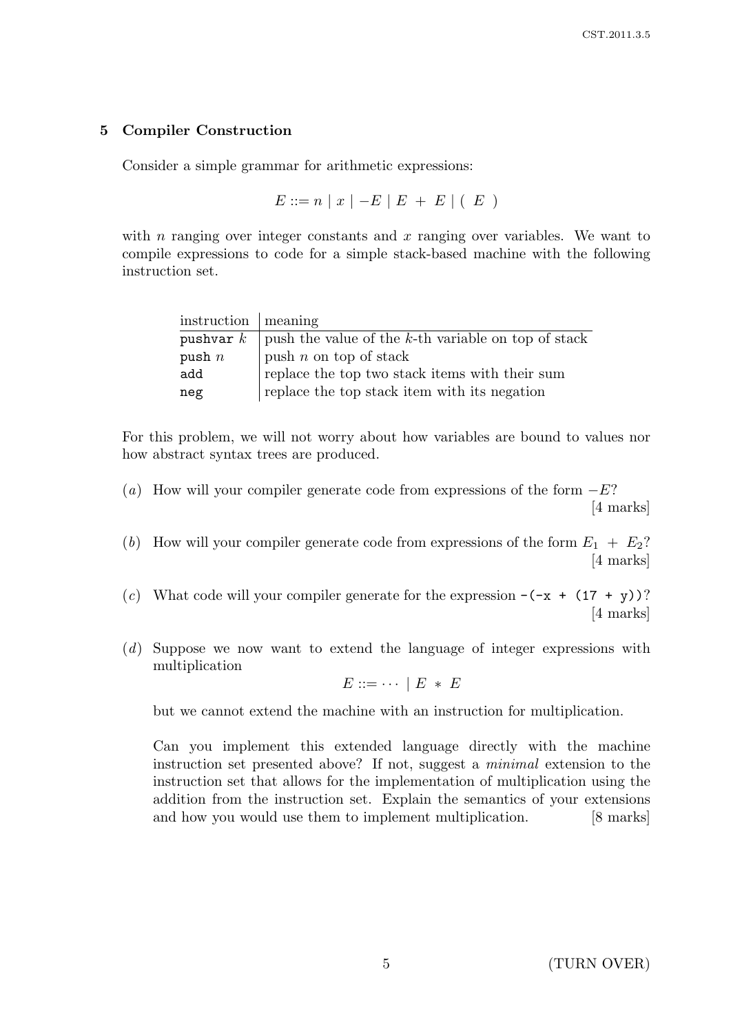## 5 Compiler Construction

Consider a simple grammar for arithmetic expressions:

$$E ::= n \mid x \mid -E \mid E \ + \ E \mid ( \ E \ )$$

with $n$ ranging over integer constants and $x$ ranging over variables. We want to compile expressions to code for a simple stack-based machine with the following instruction set.

| instruction | meaning |
|---|---|
| `pushvar` $k$ | push the value of the $k$-th variable on top of stack |
| `push` $n$ | push $n$ on top of stack |
| `add` | replace the top two stack items with their sum |
| `neg` | replace the top stack item with its negation |

For this problem, we will not worry about how variables are bound to values nor how abstract syntax trees are produced.

(*a*) How will your compiler generate code from expressions of the form $-E$? [4 marks]

(*b*) How will your compiler generate code from expressions of the form $E_1 \ + \ E_2$? [4 marks]

(*c*) What code will your compiler generate for the expression `-(-x + (17 + y))`? [4 marks]

(*d*) Suppose we now want to extend the language of integer expressions with multiplication

$$E ::= \cdots \mid E \ * \ E$$

but we cannot extend the machine with an instruction for multiplication.

Can you implement this extended language directly with the machine instruction set presented above? If not, suggest a *minimal* extension to the instruction set that allows for the implementation of multiplication using the addition from the instruction set. Explain the semantics of your extensions and how you would use them to implement multiplication. [8 marks]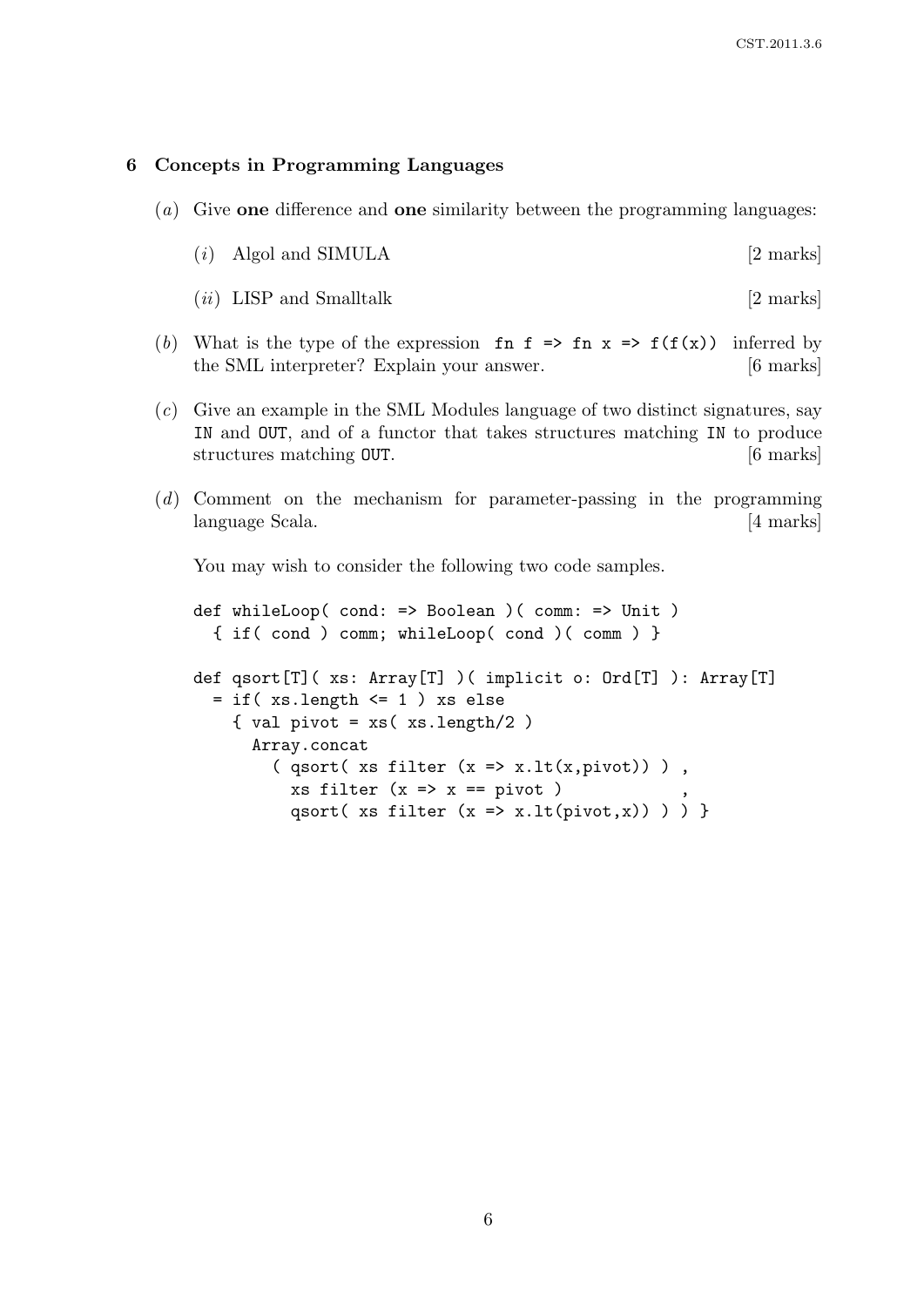## 6 Concepts in Programming Languages

(*a*) Give **one** difference and **one** similarity between the programming languages:

(*i*) Algol and SIMULA [2 marks]

(*ii*) LISP and Smalltalk [2 marks]

(*b*) What is the type of the expression `fn f => fn x => f(f(x))` inferred by the SML interpreter? Explain your answer. [6 marks]

(*c*) Give an example in the SML Modules language of two distinct signatures, say `IN` and `OUT`, and of a functor that takes structures matching `IN` to produce structures matching `OUT`. [6 marks]

(*d*) Comment on the mechanism for parameter-passing in the programming language Scala. [4 marks]

You may wish to consider the following two code samples.

```
def whileLoop( cond: => Boolean )( comm: => Unit )
  { if( cond ) comm; whileLoop( cond )( comm ) }

def qsort[T]( xs: Array[T] )( implicit o: Ord[T] ): Array[T]
  = if( xs.length <= 1 ) xs else
    { val pivot = xs( xs.length/2 )
      Array.concat
        ( qsort( xs filter (x => x.lt(x,pivot)) ) ,
          xs filter (x => x == pivot )            ,
          qsort( xs filter (x => x.lt(pivot,x)) ) ) }
```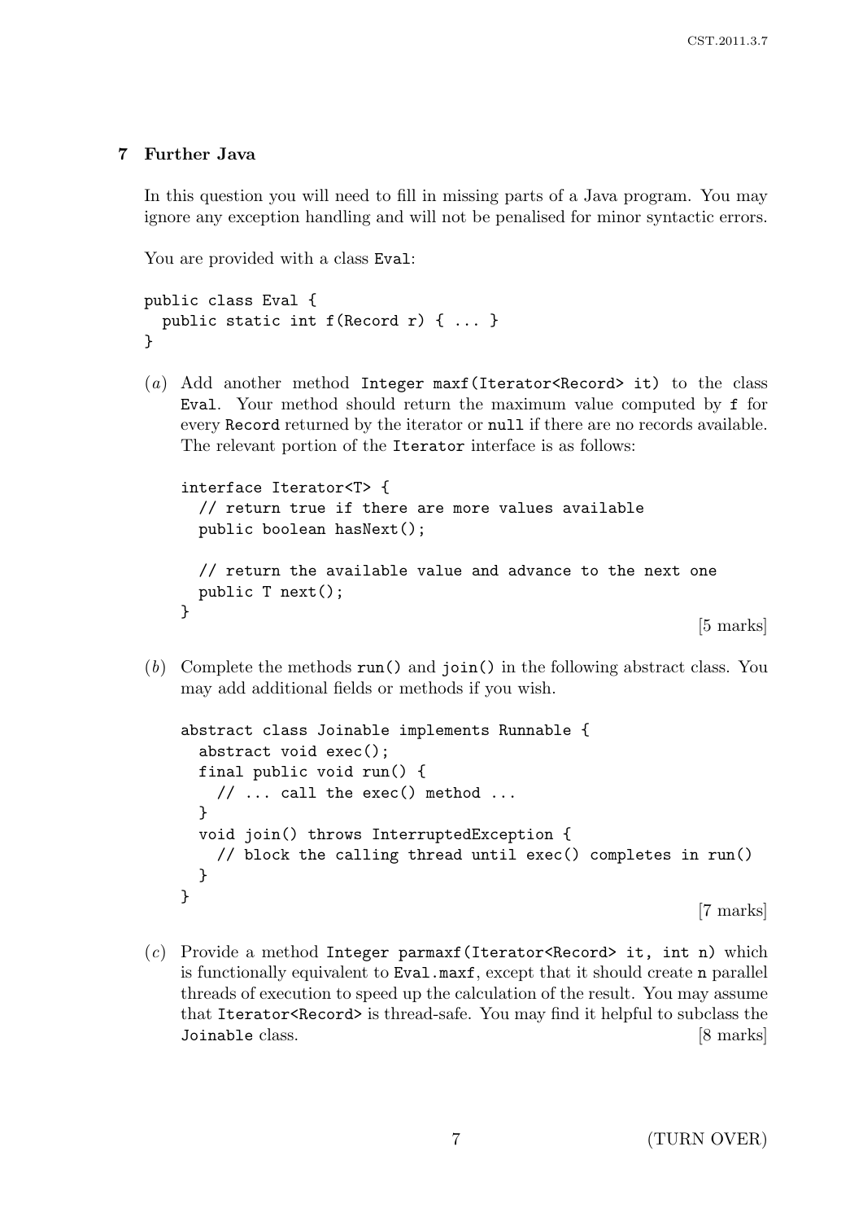## 7 Further Java

In this question you will need to fill in missing parts of a Java program. You may ignore any exception handling and will not be penalised for minor syntactic errors.

You are provided with a class `Eval`:

```
public class Eval {
  public static int f(Record r) { ... }
}
```

(*a*) Add another method `Integer maxf(Iterator<Record> it)` to the class `Eval`. Your method should return the maximum value computed by `f` for every `Record` returned by the iterator or `null` if there are no records available. The relevant portion of the `Iterator` interface is as follows:

```
interface Iterator<T> {
  // return true if there are more values available
  public boolean hasNext();

  // return the available value and advance to the next one
  public T next();
}
```

[5 marks]

(*b*) Complete the methods `run()` and `join()` in the following abstract class. You may add additional fields or methods if you wish.

```
abstract class Joinable implements Runnable {
  abstract void exec();
  final public void run() {
    // ... call the exec() method ...
  }
  void join() throws InterruptedException {
    // block the calling thread until exec() completes in run()
  }
}
```

[7 marks]

(*c*) Provide a method `Integer parmaxf(Iterator<Record> it, int n)` which is functionally equivalent to `Eval.maxf`, except that it should create `n` parallel threads of execution to speed up the calculation of the result. You may assume that `Iterator<Record>` is thread-safe. You may find it helpful to subclass the `Joinable` class. [8 marks]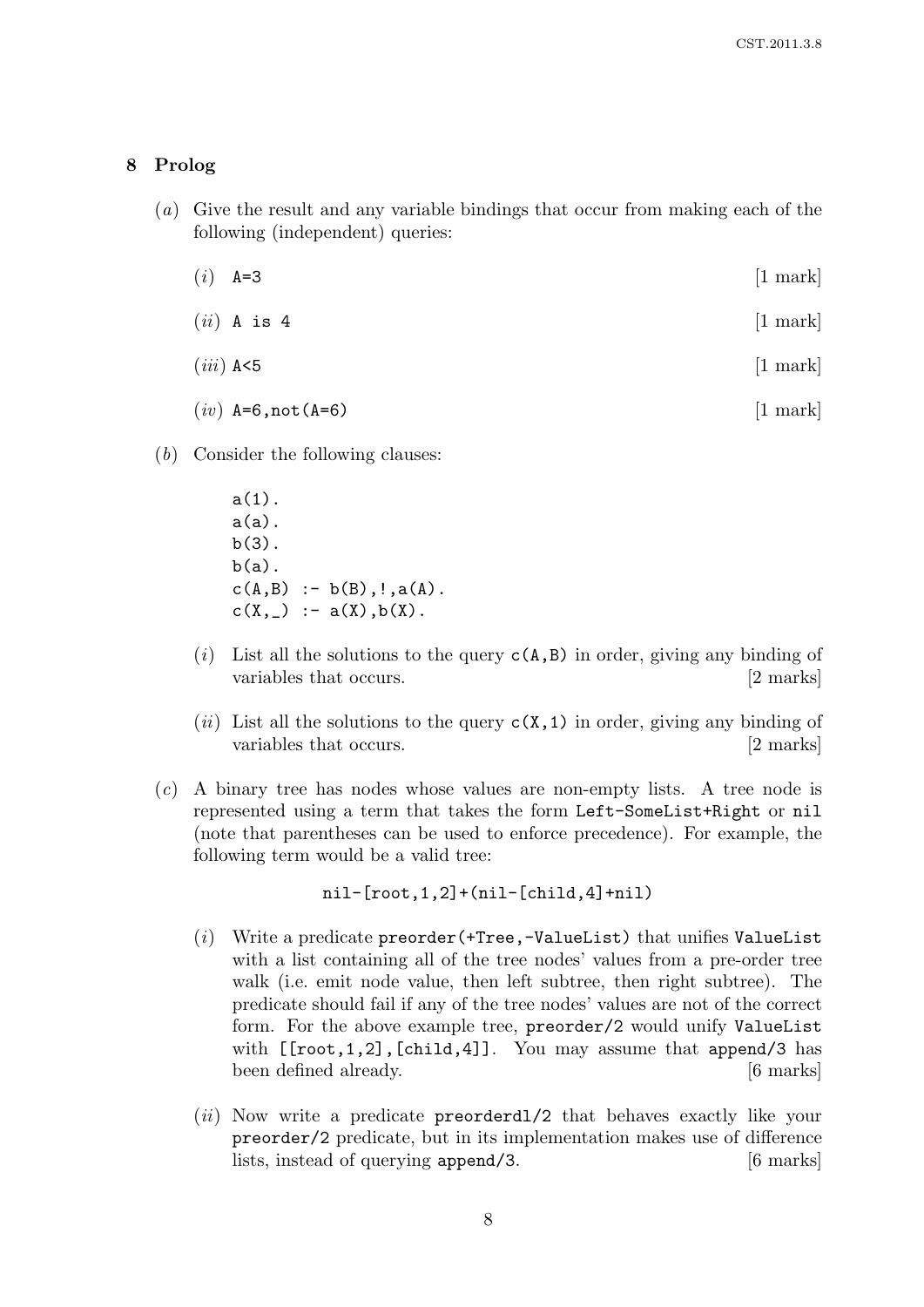## 8 Prolog

(*a*) Give the result and any variable bindings that occur from making each of the following (independent) queries:

(*i*) `A=3` [1 mark]

(*ii*) `A is 4` [1 mark]

(*iii*) `A<5` [1 mark]

(*iv*) `A=6,not(A=6)` [1 mark]

(*b*) Consider the following clauses:

```
a(1).
a(a).
b(3).
b(a).
c(A,B) :- b(B),!,a(A).
c(X,_) :- a(X),b(X).
```

(*i*) List all the solutions to the query `c(A,B)` in order, giving any binding of variables that occurs. [2 marks]

(*ii*) List all the solutions to the query `c(X,1)` in order, giving any binding of variables that occurs. [2 marks]

(*c*) A binary tree has nodes whose values are non-empty lists. A tree node is represented using a term that takes the form `Left-SomeList+Right` or `nil` (note that parentheses can be used to enforce precedence). For example, the following term would be a valid tree:

```
nil-[root,1,2]+(nil-[child,4]+nil)
```

(*i*) Write a predicate `preorder(+Tree,-ValueList)` that unifies `ValueList` with a list containing all of the tree nodes' values from a pre-order tree walk (i.e. emit node value, then left subtree, then right subtree). The predicate should fail if any of the tree nodes' values are not of the correct form. For the above example tree, `preorder/2` would unify `ValueList` with `[[root,1,2],[child,4]]`. You may assume that `append/3` has been defined already. [6 marks]

(*ii*) Now write a predicate `preorderdl/2` that behaves exactly like your `preorder/2` predicate, but in its implementation makes use of difference lists, instead of querying `append/3`. [6 marks]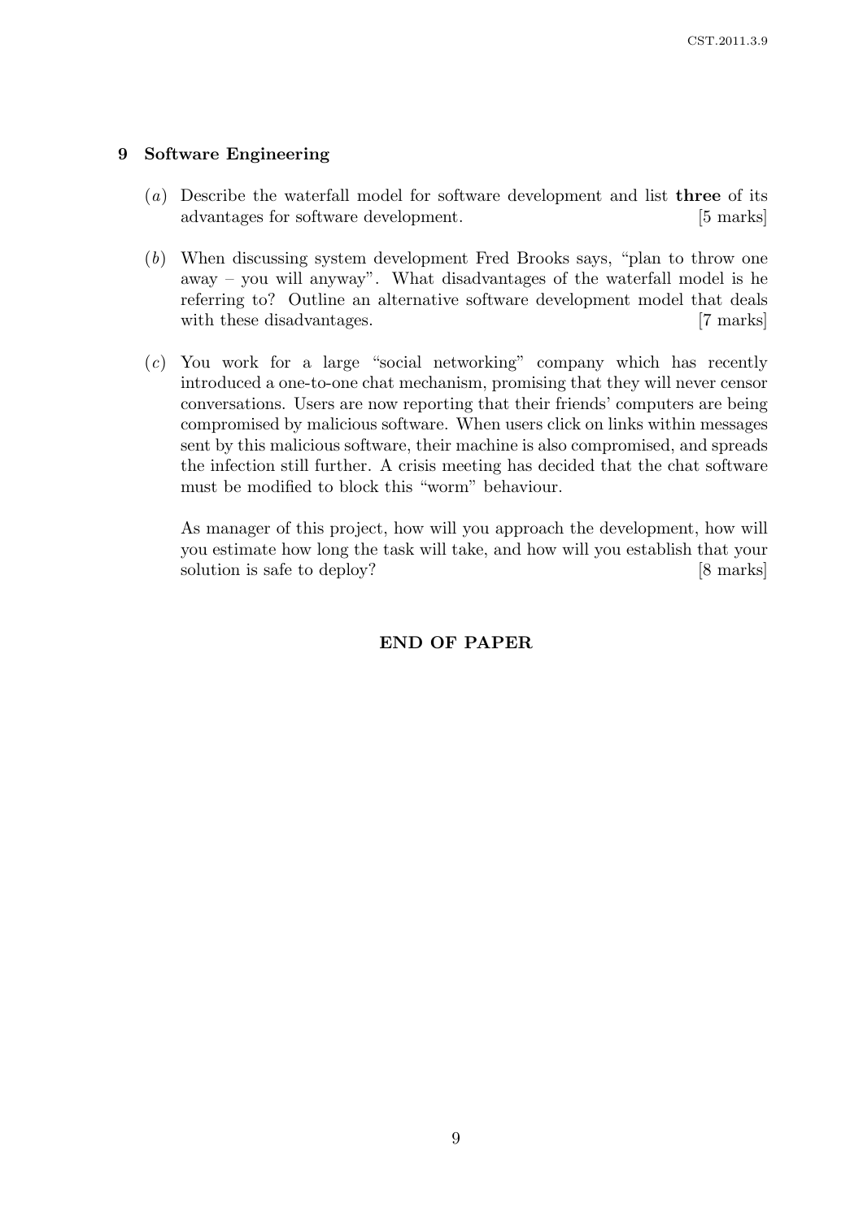## 9 Software Engineering

(*a*) Describe the waterfall model for software development and list **three** of its advantages for software development. [5 marks]

(*b*) When discussing system development Fred Brooks says, "plan to throw one away – you will anyway". What disadvantages of the waterfall model is he referring to? Outline an alternative software development model that deals with these disadvantages. [7 marks]

(*c*) You work for a large "social networking" company which has recently introduced a one-to-one chat mechanism, promising that they will never censor conversations. Users are now reporting that their friends' computers are being compromised by malicious software. When users click on links within messages sent by this malicious software, their machine is also compromised, and spreads the infection still further. A crisis meeting has decided that the chat software must be modified to block this "worm" behaviour.

As manager of this project, how will you approach the development, how will you estimate how long the task will take, and how will you establish that your solution is safe to deploy? [8 marks]

**END OF PAPER**